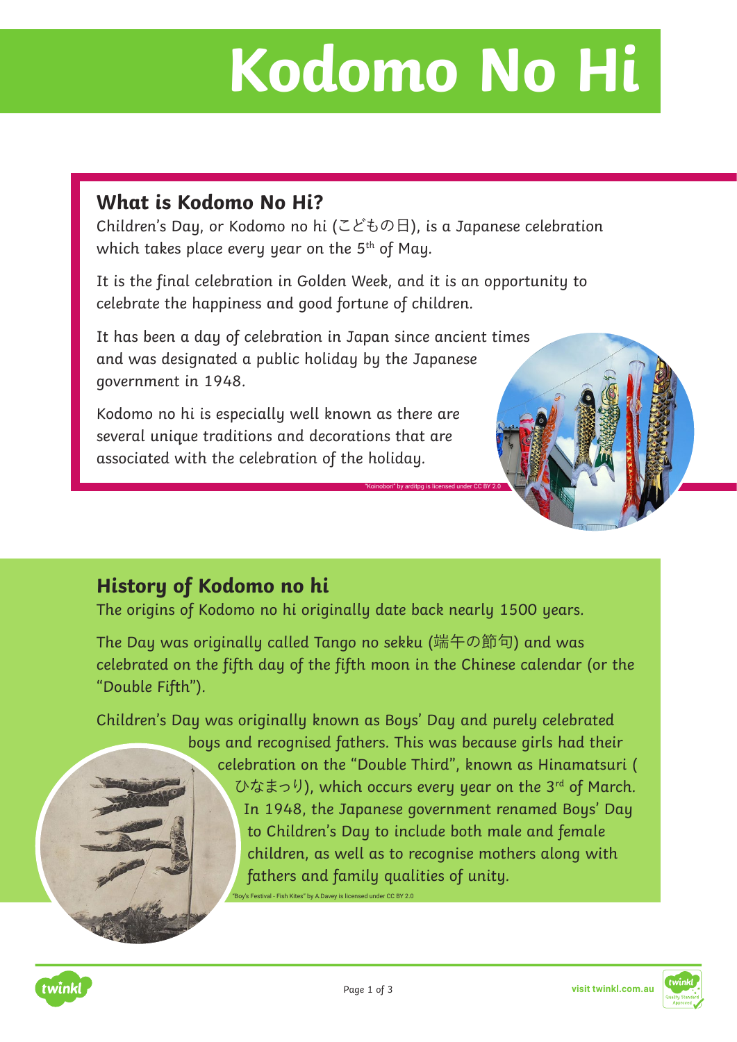# Kodomo No Hi

## What is Kodomo No Hi?

Children's Day, or Kodomo no hi (こどもの日), is a Japanese celebration which takes place every year on the 5th of May.

It is the final celebration in Golden Week, and it is an opportunity to celebrate the happiness and good fortune of children.

It has been a day of celebration in Japan since ancient times and was designated a public holiday by the Japanese government in 1948.

Kodomo no hi is especially well known as there are several unique traditions and decorations that are associated with the celebration of the holiday.

"Koinobori" by arditpg is licensed under CC BY 2.0

## History of Kodomo no hi

The origins of Kodomo no hi originally date back nearly 1500 years.

The Day was originally called Tango no sekku (端午の節句) and was celebrated on the fifth day of the fifth moon in the Chinese calendar (or the "Double Fifth").

Children's Day was originally known as Boys' Day and purely celebrated boys and recognised fathers. This was because girls had their celebration on the "Double Third", known as Hinamatsuri (ひなまつり), which occurs every year on the 3rd of March. In 1948, the Japanese government renamed Boys' Day to Children's Day to include both male and female children, as well as to recognise mothers along with fathers and family qualities of unity.

"Boy's Festival - Fish Kites" by A.Davey is licensed under CC BY 2.0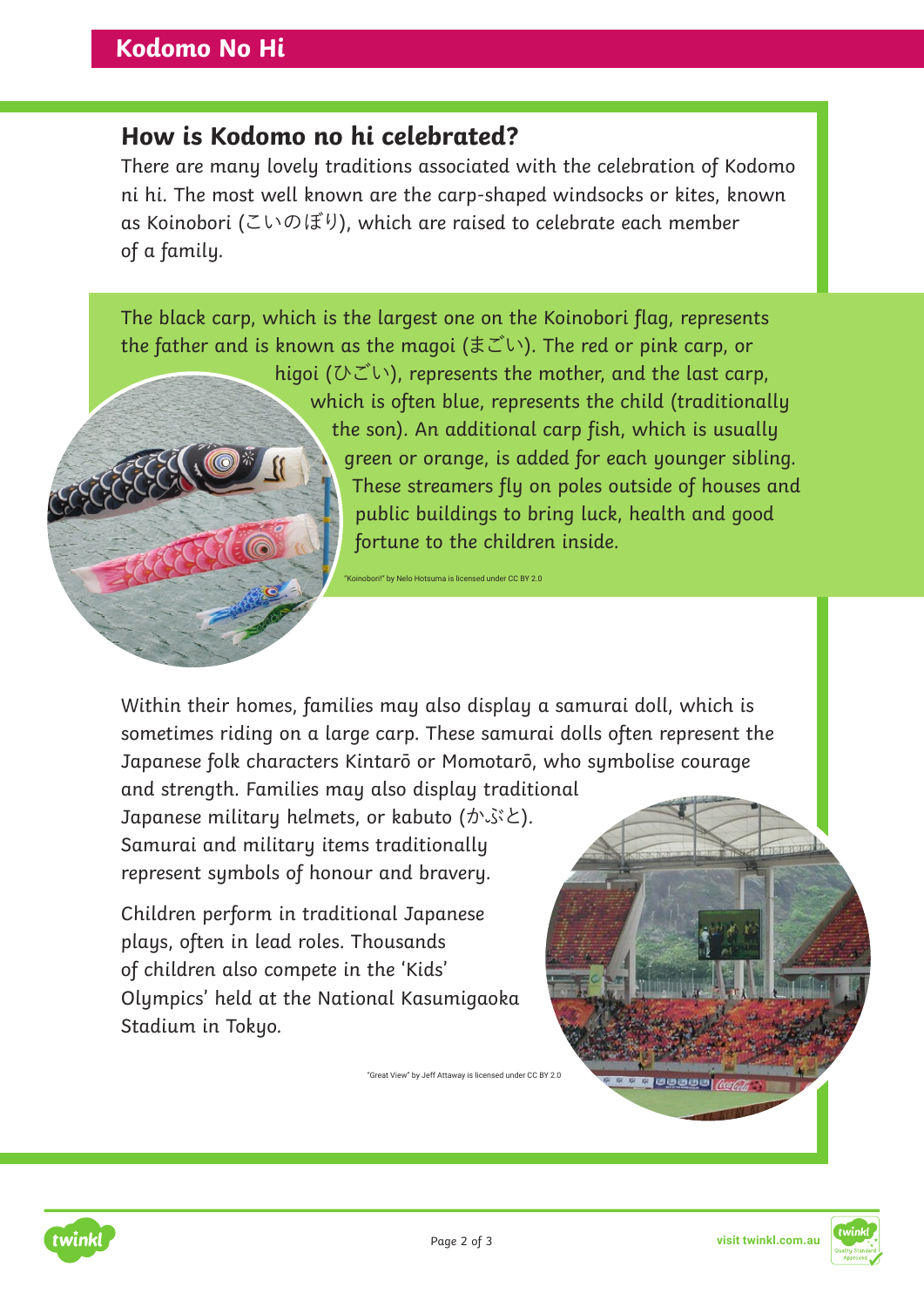## How is Kodomo no hi celebrated?

There are many lovely traditions associated with the celebration of Kodomo ni hi. The most well known are the carp-shaped windsocks or kites, known as Koinobori (こいのぼり), which are raised to celebrate each member of a family.

The black carp, which is the largest one on the Koinobori flag, represents the father and is known as the magoi (まごい). The red or pink carp, or higoi (ひごい), represents the mother, and the last carp, which is often blue, represents the child (traditionally the son). An additional carp fish, which is usually green or orange, is added for each younger sibling. These streamers fly on poles outside of houses and public buildings to bring luck, health and good fortune to the children inside.

"Koinobori!" by Nelo Hotsuma is licensed under CC BY 2.0

Within their homes, families may also display a samurai doll, which is sometimes riding on a large carp. These samurai dolls often represent the Japanese folk characters Kintarō or Momotarō, who symbolise courage and strength. Families may also display traditional Japanese military helmets, or kabuto (かぶと). Samurai and military items traditionally represent symbols of honour and bravery.

Children perform in traditional Japanese plays, often in lead roles. Thousands of children also compete in the 'Kids' Olympics' held at the National Kasumigaoka Stadium in Tokyo.

"Great View" by Jeff Attaway is licensed under CC BY 2.0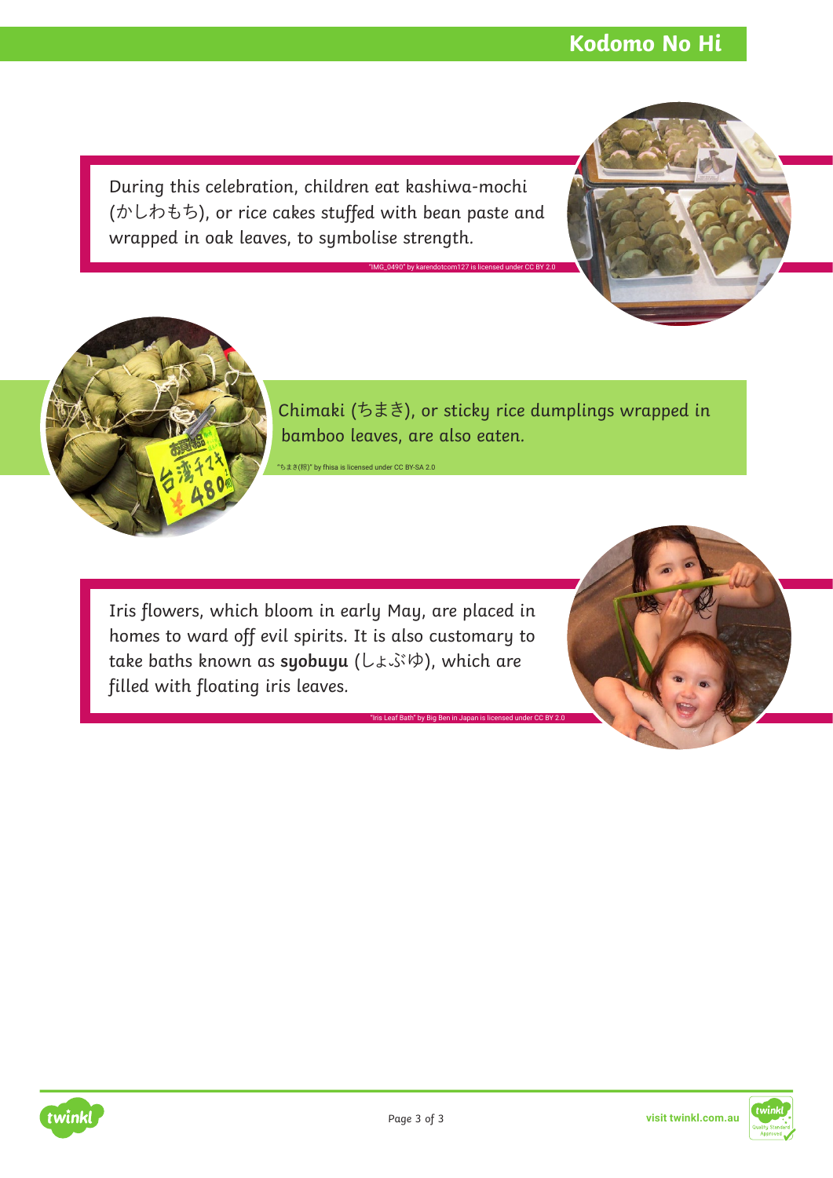During this celebration, children eat kashiwa-mochi (かしわもち), or rice cakes stuffed with bean paste and wrapped in oak leaves, to symbolise strength.

"IMG_0490" by karendotcom127 is licensed under CC BY 2.0

Chimaki (ちまき), or sticky rice dumplings wrapped in bamboo leaves, are also eaten.

"ちまき(粽)" by fhisa is licensed under CC BY-SA 2.0

Iris flowers, which bloom in early May, are placed in homes to ward off evil spirits. It is also customary to take baths known as **syobuyu** (しょぶゆ), which are filled with floating iris leaves.

"Iris Leaf Bath" by Big Ben in Japan is licensed under CC BY 2.0